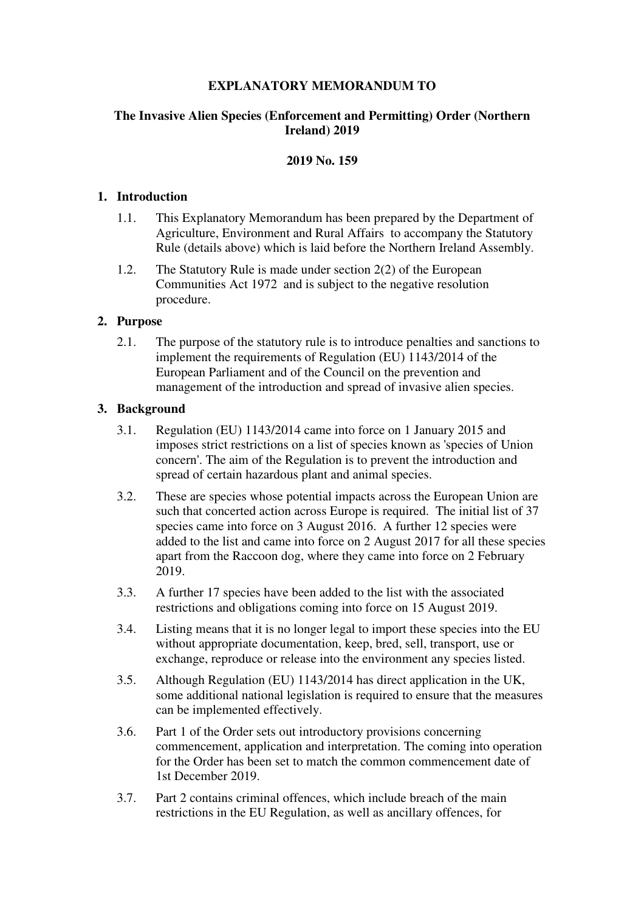**EXPLANATORY MEMORANDUM TO**

**The Invasive Alien Species (Enforcement and Permitting) Order (Northern Ireland) 2019**

**2019 No. 159**

## 1. Introduction

1.1. This Explanatory Memorandum has been prepared by the Department of Agriculture, Environment and Rural Affairs to accompany the Statutory Rule (details above) which is laid before the Northern Ireland Assembly.

1.2. The Statutory Rule is made under section 2(2) of the European Communities Act 1972 and is subject to the negative resolution procedure.

## 2. Purpose

2.1. The purpose of the statutory rule is to introduce penalties and sanctions to implement the requirements of Regulation (EU) 1143/2014 of the European Parliament and of the Council on the prevention and management of the introduction and spread of invasive alien species.

## 3. Background

3.1. Regulation (EU) 1143/2014 came into force on 1 January 2015 and imposes strict restrictions on a list of species known as 'species of Union concern'. The aim of the Regulation is to prevent the introduction and spread of certain hazardous plant and animal species.

3.2. These are species whose potential impacts across the European Union are such that concerted action across Europe is required. The initial list of 37 species came into force on 3 August 2016. A further 12 species were added to the list and came into force on 2 August 2017 for all these species apart from the Raccoon dog, where they came into force on 2 February 2019.

3.3. A further 17 species have been added to the list with the associated restrictions and obligations coming into force on 15 August 2019.

3.4. Listing means that it is no longer legal to import these species into the EU without appropriate documentation, keep, bred, sell, transport, use or exchange, reproduce or release into the environment any species listed.

3.5. Although Regulation (EU) 1143/2014 has direct application in the UK, some additional national legislation is required to ensure that the measures can be implemented effectively.

3.6. Part 1 of the Order sets out introductory provisions concerning commencement, application and interpretation. The coming into operation for the Order has been set to match the common commencement date of 1st December 2019.

3.7. Part 2 contains criminal offences, which include breach of the main restrictions in the EU Regulation, as well as ancillary offences, for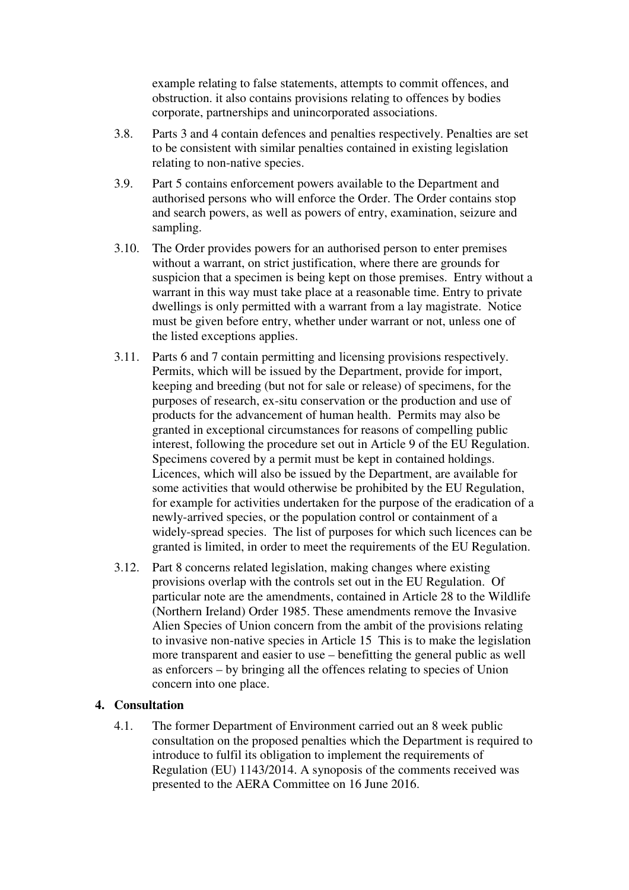example relating to false statements, attempts to commit offences, and obstruction. it also contains provisions relating to offences by bodies corporate, partnerships and unincorporated associations.

3.8. Parts 3 and 4 contain defences and penalties respectively. Penalties are set to be consistent with similar penalties contained in existing legislation relating to non-native species.

3.9. Part 5 contains enforcement powers available to the Department and authorised persons who will enforce the Order. The Order contains stop and search powers, as well as powers of entry, examination, seizure and sampling.

3.10. The Order provides powers for an authorised person to enter premises without a warrant, on strict justification, where there are grounds for suspicion that a specimen is being kept on those premises. Entry without a warrant in this way must take place at a reasonable time. Entry to private dwellings is only permitted with a warrant from a lay magistrate. Notice must be given before entry, whether under warrant or not, unless one of the listed exceptions applies.

3.11. Parts 6 and 7 contain permitting and licensing provisions respectively. Permits, which will be issued by the Department, provide for import, keeping and breeding (but not for sale or release) of specimens, for the purposes of research, ex-situ conservation or the production and use of products for the advancement of human health. Permits may also be granted in exceptional circumstances for reasons of compelling public interest, following the procedure set out in Article 9 of the EU Regulation. Specimens covered by a permit must be kept in contained holdings. Licences, which will also be issued by the Department, are available for some activities that would otherwise be prohibited by the EU Regulation, for example for activities undertaken for the purpose of the eradication of a newly-arrived species, or the population control or containment of a widely-spread species. The list of purposes for which such licences can be granted is limited, in order to meet the requirements of the EU Regulation.

3.12. Part 8 concerns related legislation, making changes where existing provisions overlap with the controls set out in the EU Regulation. Of particular note are the amendments, contained in Article 28 to the Wildlife (Northern Ireland) Order 1985. These amendments remove the Invasive Alien Species of Union concern from the ambit of the provisions relating to invasive non-native species in Article 15 This is to make the legislation more transparent and easier to use – benefitting the general public as well as enforcers – by bringing all the offences relating to species of Union concern into one place.

## 4. Consultation

4.1. The former Department of Environment carried out an 8 week public consultation on the proposed penalties which the Department is required to introduce to fulfil its obligation to implement the requirements of Regulation (EU) 1143/2014. A synopsis of the comments received was presented to the AERA Committee on 16 June 2016.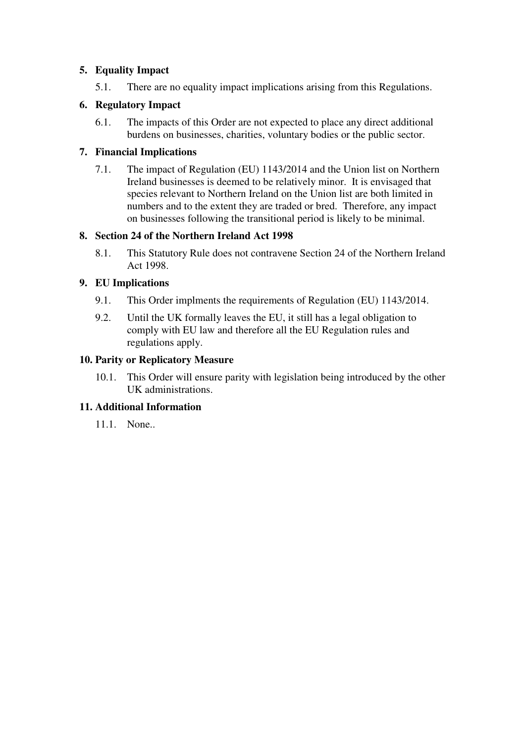## 5. Equality Impact

5.1. There are no equality impact implications arising from this Regulations.

## 6. Regulatory Impact

6.1. The impacts of this Order are not expected to place any direct additional burdens on businesses, charities, voluntary bodies or the public sector.

## 7. Financial Implications

7.1. The impact of Regulation (EU) 1143/2014 and the Union list on Northern Ireland businesses is deemed to be relatively minor. It is envisaged that species relevant to Northern Ireland on the Union list are both limited in numbers and to the extent they are traded or bred. Therefore, any impact on businesses following the transitional period is likely to be minimal.

## 8. Section 24 of the Northern Ireland Act 1998

8.1. This Statutory Rule does not contravene Section 24 of the Northern Ireland Act 1998.

## 9. EU Implications

9.1. This Order implments the requirements of Regulation (EU) 1143/2014.

9.2. Until the UK formally leaves the EU, it still has a legal obligation to comply with EU law and therefore all the EU Regulation rules and regulations apply.

## 10. Parity or Replicatory Measure

10.1. This Order will ensure parity with legislation being introduced by the other UK administrations.

## 11. Additional Information

11.1. None..